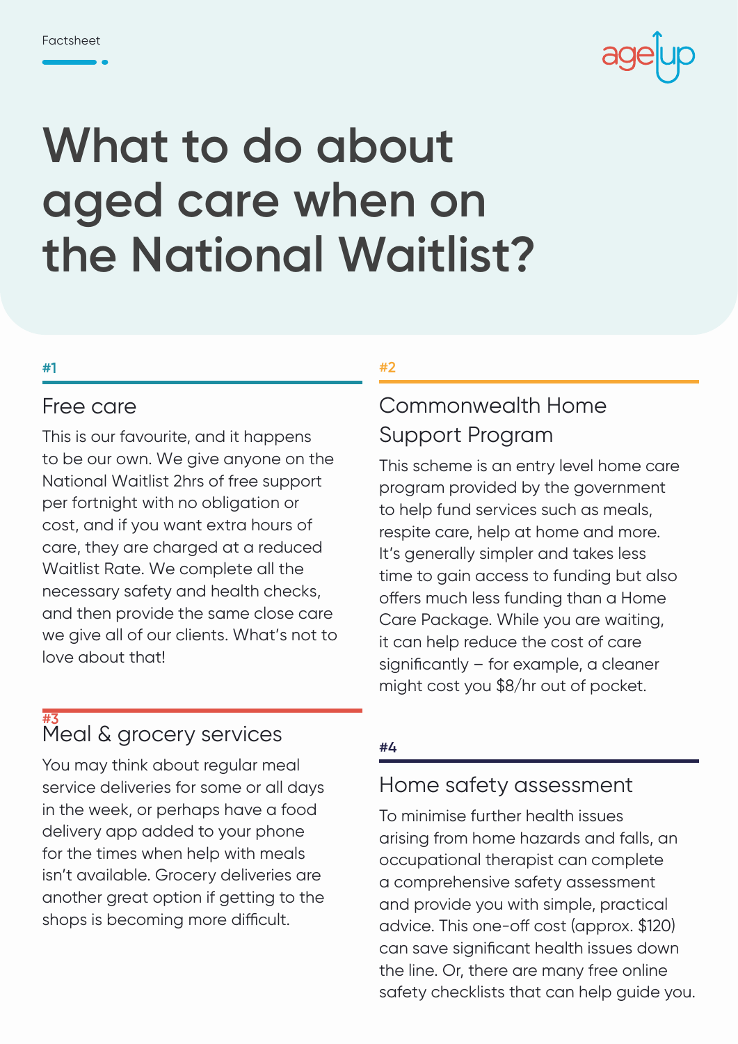Factsheet

# What to do about aged care when on the National Waitlist?

#1

## Free care

This is our favourite, and it happens to be our own. We give anyone on the National Waitlist 2hrs of free support per fortnight with no obligation or cost, and if you want extra hours of care, they are charged at a reduced Waitlist Rate. We complete all the necessary safety and health checks, and then provide the same close care we give all of our clients. What's not to love about that!

#2

## Commonwealth Home Support Program

This scheme is an entry level home care program provided by the government to help fund services such as meals, respite care, help at home and more. It's generally simpler and takes less time to gain access to funding but also offers much less funding than a Home Care Package. While you are waiting, it can help reduce the cost of care significantly – for example, a cleaner might cost you $8/hr out of pocket.

#3

## Meal & grocery services

You may think about regular meal service deliveries for some or all days in the week, or perhaps have a food delivery app added to your phone for the times when help with meals isn't available. Grocery deliveries are another great option if getting to the shops is becoming more difficult.

#4

## Home safety assessment

To minimise further health issues arising from home hazards and falls, an occupational therapist can complete a comprehensive safety assessment and provide you with simple, practical advice. This one-off cost (approx. $120) can save significant health issues down the line. Or, there are many free online safety checklists that can help guide you.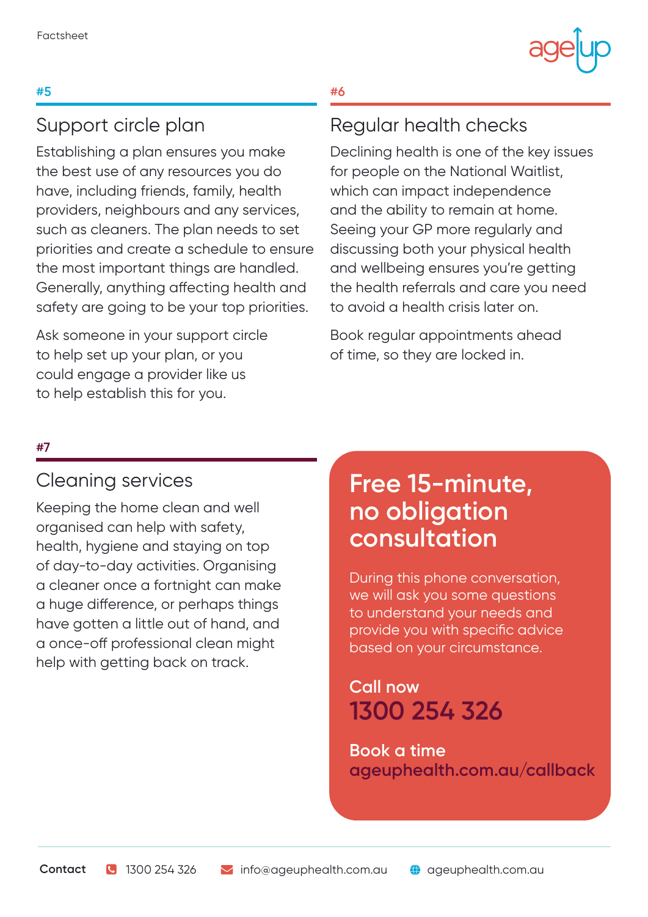#5

## Support circle plan

Establishing a plan ensures you make the best use of any resources you do have, including friends, family, health providers, neighbours and any services, such as cleaners. The plan needs to set priorities and create a schedule to ensure the most important things are handled. Generally, anything affecting health and safety are going to be your top priorities.

Ask someone in your support circle to help set up your plan, or you could engage a provider like us to help establish this for you.

#6

## Regular health checks

Declining health is one of the key issues for people on the National Waitlist, which can impact independence and the ability to remain at home. Seeing your GP more regularly and discussing both your physical health and wellbeing ensures you're getting the health referrals and care you need to avoid a health crisis later on.

Book regular appointments ahead of time, so they are locked in.

#7

## Cleaning services

Keeping the home clean and well organised can help with safety, health, hygiene and staying on top of day-to-day activities. Organising a cleaner once a fortnight can make a huge difference, or perhaps things have gotten a little out of hand, and a once-off professional clean might help with getting back on track.

## Free 15-minute, no obligation consultation

During this phone conversation, we will ask you some questions to understand your needs and provide you with specific advice based on your circumstance.

**Call now**
**1300 254 326**

**Book a time**
**ageuphealth.com.au/callback**

**Contact** 1300 254 326 info@ageuphealth.com.au ageuphealth.com.au